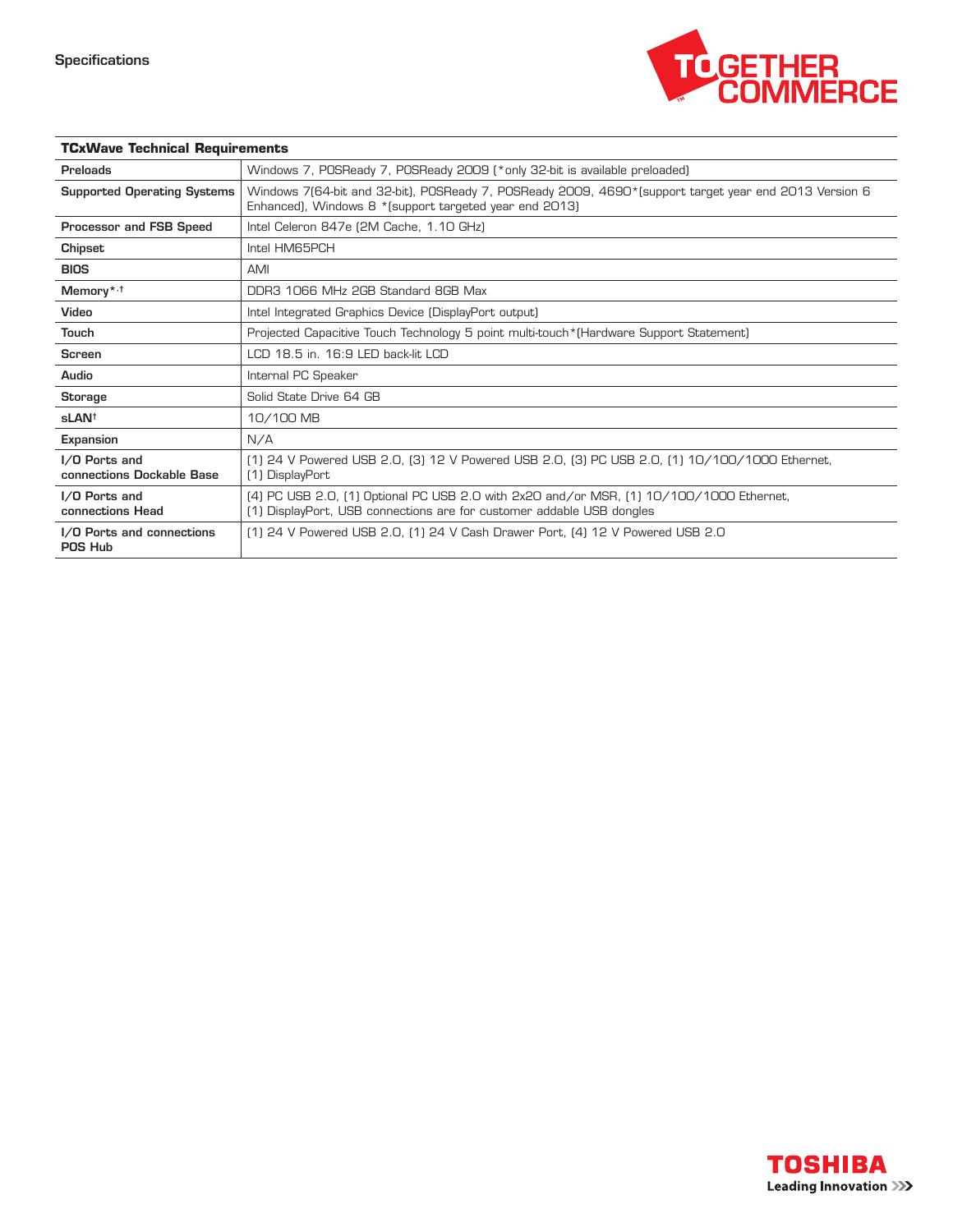Specifications

TOGETHER COMMERCE

| TCxWave Technical Requirements | |
|---|---|
| **Preloads** | Windows 7, POSReady 7, POSReady 2009 (*only 32-bit is available preloaded) |
| **Supported Operating Systems** | Windows 7(64-bit and 32-bit), POSReady 7, POSReady 2009, 4690*(support target year end 2013 Version 6 Enhanced), Windows 8 *(support targeted year end 2013) |
| **Processor and FSB Speed** | Intel Celeron 847e (2M Cache, 1.10 GHz) |
| **Chipset** | Intel HM65PCH |
| **BIOS** | AMI |
| **Memory**[*,†] | DDR3 1066 MHz 2GB Standard 8GB Max |
| **Video** | Intel Integrated Graphics Device (DisplayPort output) |
| **Touch** | Projected Capacitive Touch Technology 5 point multi-touch*(Hardware Support Statement) |
| **Screen** | LCD 18.5 in. 16:9 LED back-lit LCD |
| **Audio** | Internal PC Speaker |
| **Storage** | Solid State Drive 64 GB |
| **sLAN**[†] | 10/100 MB |
| **Expansion** | N/A |
| **I/O Ports and connections Dockable Base** | (1) 24 V Powered USB 2.0, (3) 12 V Powered USB 2.0, (3) PC USB 2.0, (1) 10/100/1000 Ethernet, (1) DisplayPort |
| **I/O Ports and connections Head** | (4) PC USB 2.0, (1) Optional PC USB 2.0 with 2x20 and/or MSR, (1) 10/100/1000 Ethernet, (1) DisplayPort, USB connections are for customer addable USB dongles |
| **I/O Ports and connections POS Hub** | (1) 24 V Powered USB 2.0, (1) 24 V Cash Drawer Port, (4) 12 V Powered USB 2.0 |

TOSHIBA
Leading Innovation >>>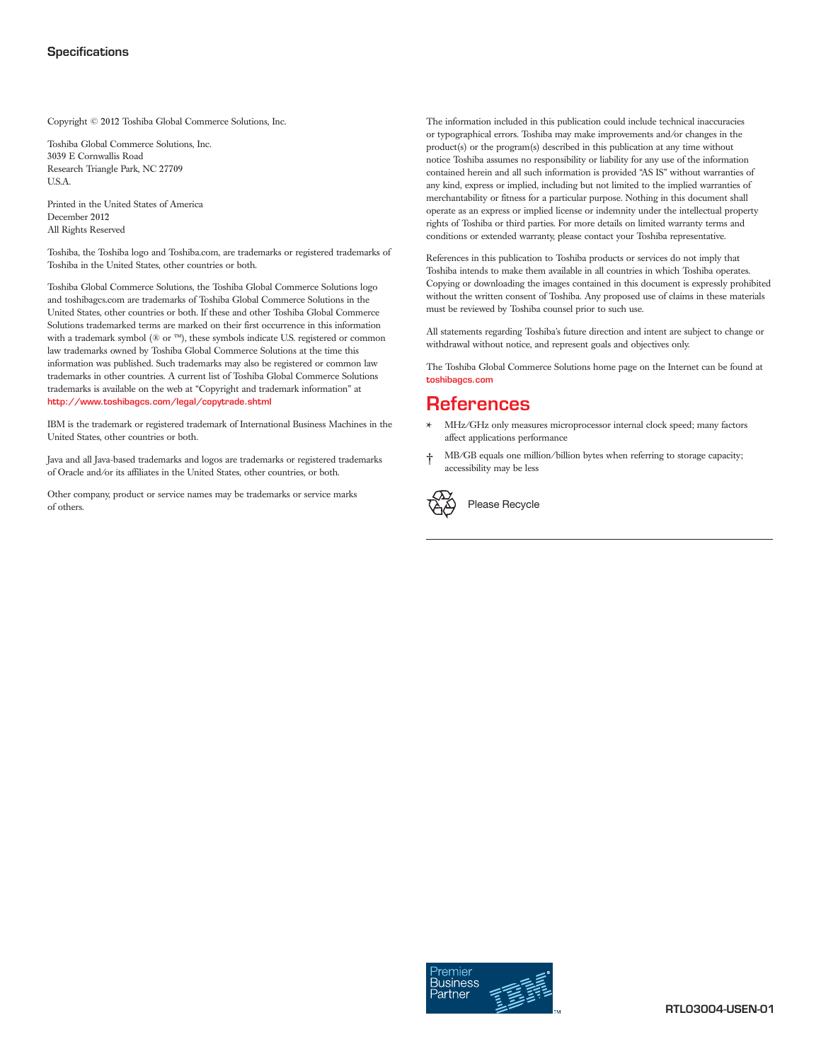Copyright © 2012 Toshiba Global Commerce Solutions, Inc.

Toshiba Global Commerce Solutions, Inc.
3039 E Cornwallis Road
Research Triangle Park, NC 27709
U.S.A.

Printed in the United States of America
December 2012
All Rights Reserved

Toshiba, the Toshiba logo and Toshiba.com, are trademarks or registered trademarks of Toshiba in the United States, other countries or both.

Toshiba Global Commerce Solutions, the Toshiba Global Commerce Solutions logo and toshibagcs.com are trademarks of Toshiba Global Commerce Solutions in the United States, other countries or both. If these and other Toshiba Global Commerce Solutions trademarked terms are marked on their first occurrence in this information with a trademark symbol (® or ™), these symbols indicate U.S. registered or common law trademarks owned by Toshiba Global Commerce Solutions at the time this information was published. Such trademarks may also be registered or common law trademarks in other countries. A current list of Toshiba Global Commerce Solutions trademarks is available on the web at "Copyright and trademark information" at http://www.toshibagcs.com/legal/copytrade.shtml

IBM is the trademark or registered trademark of International Business Machines in the United States, other countries or both.

Java and all Java-based trademarks and logos are trademarks or registered trademarks of Oracle and/or its affiliates in the United States, other countries, or both.

Other company, product or service names may be trademarks or service marks of others.

The information included in this publication could include technical inaccuracies or typographical errors. Toshiba may make improvements and/or changes in the product(s) or the program(s) described in this publication at any time without notice Toshiba assumes no responsibility or liability for any use of the information contained herein and all such information is provided "AS IS" without warranties of any kind, express or implied, including but not limited to the implied warranties of merchantability or fitness for a particular purpose. Nothing in this document shall operate as an express or implied license or indemnity under the intellectual property rights of Toshiba or third parties. For more details on limited warranty terms and conditions or extended warranty, please contact your Toshiba representative.

References in this publication to Toshiba products or services do not imply that Toshiba intends to make them available in all countries in which Toshiba operates. Copying or downloading the images contained in this document is expressly prohibited without the written consent of Toshiba. Any proposed use of claims in these materials must be reviewed by Toshiba counsel prior to such use.

All statements regarding Toshiba's future direction and intent are subject to change or withdrawal without notice, and represent goals and objectives only.

The Toshiba Global Commerce Solutions home page on the Internet can be found at toshibagcs.com

## References

- \* MHz/GHz only measures microprocessor internal clock speed; many factors affect applications performance
- † MB/GB equals one million/billion bytes when referring to storage capacity; accessibility may be less

Please Recycle

Premier Business Partner IBM™

RTL03004-USEN-01